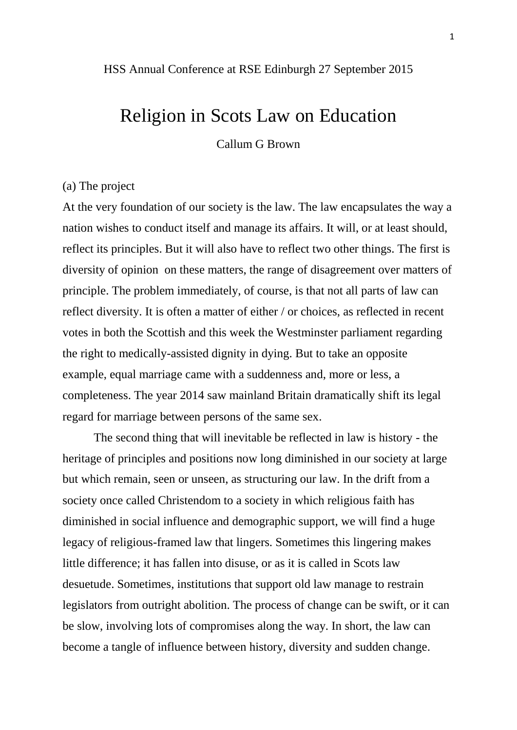HSS Annual Conference at RSE Edinburgh 27 September 2015

# Religion in Scots Law on Education

Callum G Brown

## (a) The project

At the very foundation of our society is the law. The law encapsulates the way a nation wishes to conduct itself and manage its affairs. It will, or at least should, reflect its principles. But it will also have to reflect two other things. The first is diversity of opinion on these matters, the range of disagreement over matters of principle. The problem immediately, of course, is that not all parts of law can reflect diversity. It is often a matter of either / or choices, as reflected in recent votes in both the Scottish and this week the Westminster parliament regarding the right to medically-assisted dignity in dying. But to take an opposite example, equal marriage came with a suddenness and, more or less, a completeness. The year 2014 saw mainland Britain dramatically shift its legal regard for marriage between persons of the same sex.

The second thing that will inevitable be reflected in law is history - the heritage of principles and positions now long diminished in our society at large but which remain, seen or unseen, as structuring our law. In the drift from a society once called Christendom to a society in which religious faith has diminished in social influence and demographic support, we will find a huge legacy of religious-framed law that lingers. Sometimes this lingering makes little difference; it has fallen into disuse, or as it is called in Scots law desuetude. Sometimes, institutions that support old law manage to restrain legislators from outright abolition. The process of change can be swift, or it can be slow, involving lots of compromises along the way. In short, the law can become a tangle of influence between history, diversity and sudden change.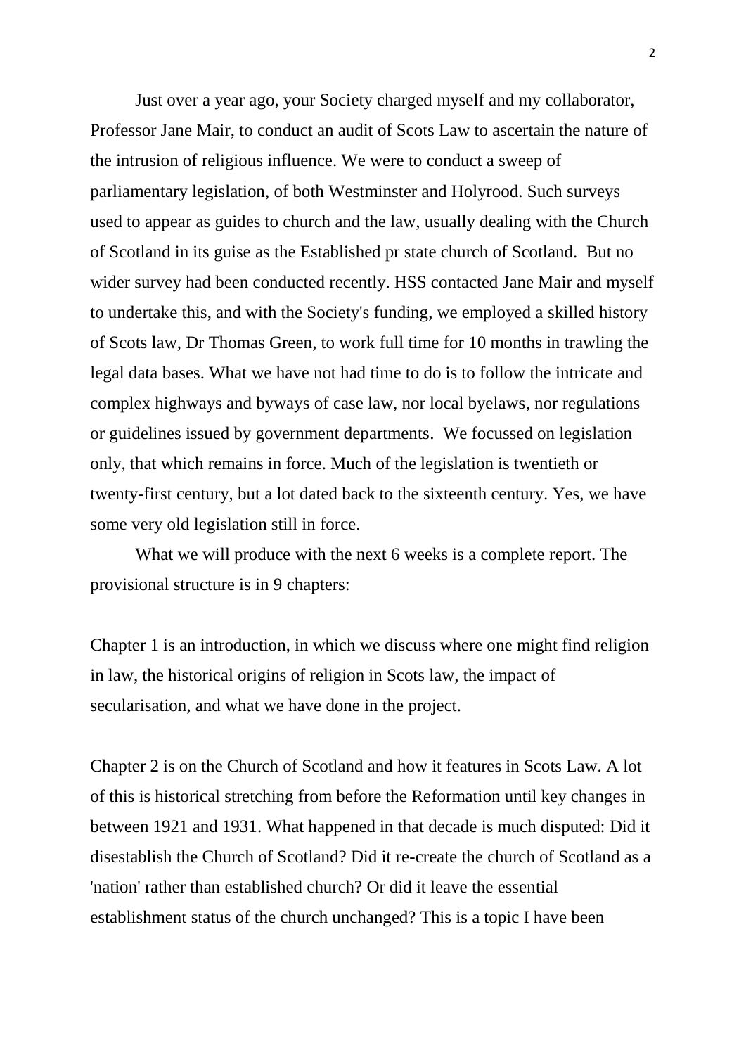Just over a year ago, your Society charged myself and my collaborator, Professor Jane Mair, to conduct an audit of Scots Law to ascertain the nature of the intrusion of religious influence. We were to conduct a sweep of parliamentary legislation, of both Westminster and Holyrood. Such surveys used to appear as guides to church and the law, usually dealing with the Church of Scotland in its guise as the Established pr state church of Scotland. But no wider survey had been conducted recently. HSS contacted Jane Mair and myself to undertake this, and with the Society's funding, we employed a skilled history of Scots law, Dr Thomas Green, to work full time for 10 months in trawling the legal data bases. What we have not had time to do is to follow the intricate and complex highways and byways of case law, nor local byelaws, nor regulations or guidelines issued by government departments. We focussed on legislation only, that which remains in force. Much of the legislation is twentieth or twenty-first century, but a lot dated back to the sixteenth century. Yes, we have some very old legislation still in force.

What we will produce with the next 6 weeks is a complete report. The provisional structure is in 9 chapters:

Chapter 1 is an introduction, in which we discuss where one might find religion in law, the historical origins of religion in Scots law, the impact of secularisation, and what we have done in the project.

Chapter 2 is on the Church of Scotland and how it features in Scots Law. A lot of this is historical stretching from before the Reformation until key changes in between 1921 and 1931. What happened in that decade is much disputed: Did it disestablish the Church of Scotland? Did it re-create the church of Scotland as a 'nation' rather than established church? Or did it leave the essential establishment status of the church unchanged? This is a topic I have been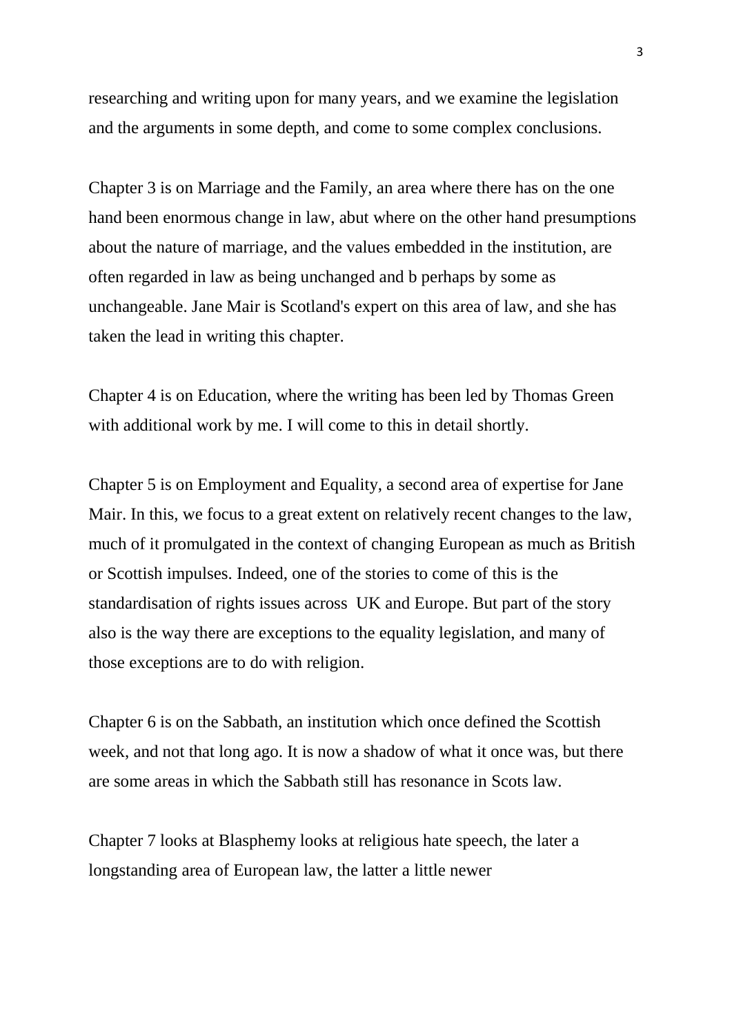researching and writing upon for many years, and we examine the legislation and the arguments in some depth, and come to some complex conclusions.

Chapter 3 is on Marriage and the Family, an area where there has on the one hand been enormous change in law, abut where on the other hand presumptions about the nature of marriage, and the values embedded in the institution, are often regarded in law as being unchanged and b perhaps by some as unchangeable. Jane Mair is Scotland's expert on this area of law, and she has taken the lead in writing this chapter.

Chapter 4 is on Education, where the writing has been led by Thomas Green with additional work by me. I will come to this in detail shortly.

Chapter 5 is on Employment and Equality, a second area of expertise for Jane Mair. In this, we focus to a great extent on relatively recent changes to the law, much of it promulgated in the context of changing European as much as British or Scottish impulses. Indeed, one of the stories to come of this is the standardisation of rights issues across  UK and Europe. But part of the story also is the way there are exceptions to the equality legislation, and many of those exceptions are to do with religion.

Chapter 6 is on the Sabbath, an institution which once defined the Scottish week, and not that long ago. It is now a shadow of what it once was, but there are some areas in which the Sabbath still has resonance in Scots law.

Chapter 7 looks at Blasphemy looks at religious hate speech, the later a longstanding area of European law, the latter a little newer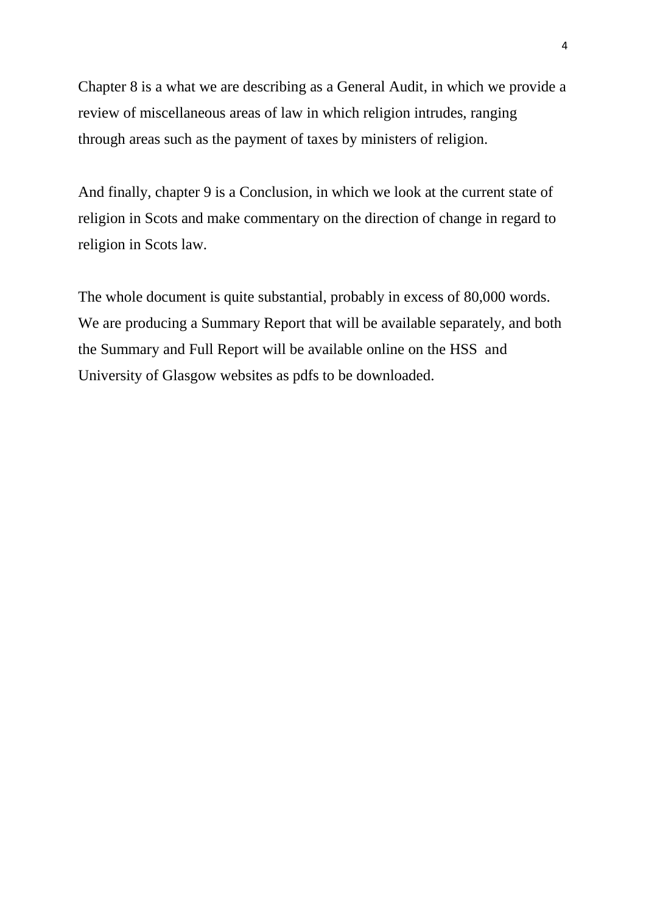Chapter 8 is a what we are describing as a General Audit, in which we provide a review of miscellaneous areas of law in which religion intrudes, ranging through areas such as the payment of taxes by ministers of religion.

And finally, chapter 9 is a Conclusion, in which we look at the current state of religion in Scots and make commentary on the direction of change in regard to religion in Scots law.

The whole document is quite substantial, probably in excess of 80,000 words. We are producing a Summary Report that will be available separately, and both the Summary and Full Report will be available online on the HSS and University of Glasgow websites as pdfs to be downloaded.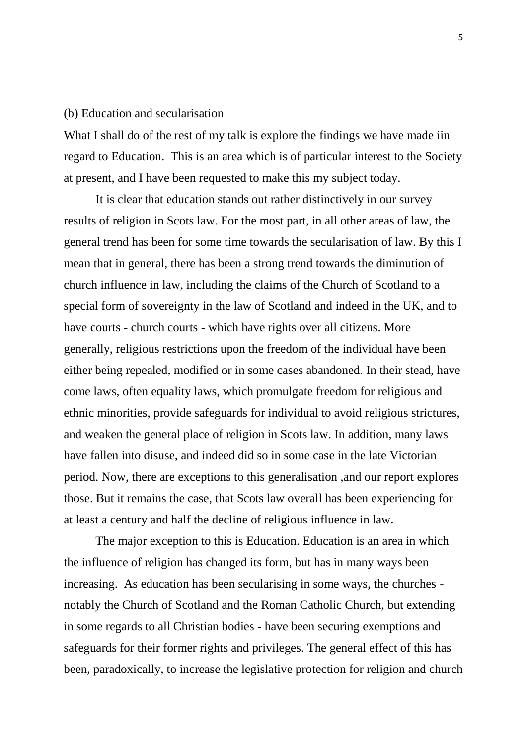(b) Education and secularisation

What I shall do of the rest of my talk is explore the findings we have made iin regard to Education. This is an area which is of particular interest to the Society at present, and I have been requested to make this my subject today.

It is clear that education stands out rather distinctively in our survey results of religion in Scots law. For the most part, in all other areas of law, the general trend has been for some time towards the secularisation of law. By this I mean that in general, there has been a strong trend towards the diminution of church influence in law, including the claims of the Church of Scotland to a special form of sovereignty in the law of Scotland and indeed in the UK, and to have courts - church courts - which have rights over all citizens. More generally, religious restrictions upon the freedom of the individual have been either being repealed, modified or in some cases abandoned. In their stead, have come laws, often equality laws, which promulgate freedom for religious and ethnic minorities, provide safeguards for individual to avoid religious strictures, and weaken the general place of religion in Scots law. In addition, many laws have fallen into disuse, and indeed did so in some case in the late Victorian period. Now, there are exceptions to this generalisation ,and our report explores those. But it remains the case, that Scots law overall has been experiencing for at least a century and half the decline of religious influence in law.

The major exception to this is Education. Education is an area in which the influence of religion has changed its form, but has in many ways been increasing. As education has been secularising in some ways, the churches - notably the Church of Scotland and the Roman Catholic Church, but extending in some regards to all Christian bodies - have been securing exemptions and safeguards for their former rights and privileges. The general effect of this has been, paradoxically, to increase the legislative protection for religion and church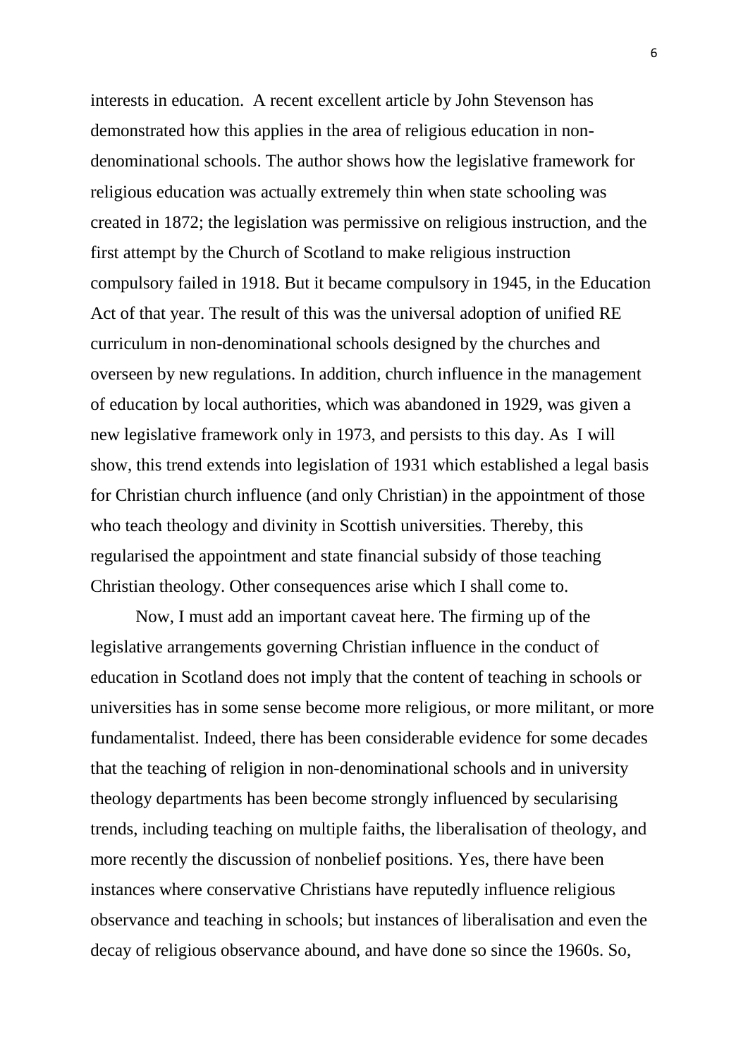interests in education. A recent excellent article by John Stevenson has demonstrated how this applies in the area of religious education in non-denominational schools. The author shows how the legislative framework for religious education was actually extremely thin when state schooling was created in 1872; the legislation was permissive on religious instruction, and the first attempt by the Church of Scotland to make religious instruction compulsory failed in 1918. But it became compulsory in 1945, in the Education Act of that year. The result of this was the universal adoption of unified RE curriculum in non-denominational schools designed by the churches and overseen by new regulations. In addition, church influence in the management of education by local authorities, which was abandoned in 1929, was given a new legislative framework only in 1973, and persists to this day. As I will show, this trend extends into legislation of 1931 which established a legal basis for Christian church influence (and only Christian) in the appointment of those who teach theology and divinity in Scottish universities. Thereby, this regularised the appointment and state financial subsidy of those teaching Christian theology. Other consequences arise which I shall come to.

Now, I must add an important caveat here. The firming up of the legislative arrangements governing Christian influence in the conduct of education in Scotland does not imply that the content of teaching in schools or universities has in some sense become more religious, or more militant, or more fundamentalist. Indeed, there has been considerable evidence for some decades that the teaching of religion in non-denominational schools and in university theology departments has been become strongly influenced by secularising trends, including teaching on multiple faiths, the liberalisation of theology, and more recently the discussion of nonbelief positions. Yes, there have been instances where conservative Christians have reputedly influence religious observance and teaching in schools; but instances of liberalisation and even the decay of religious observance abound, and have done so since the 1960s. So,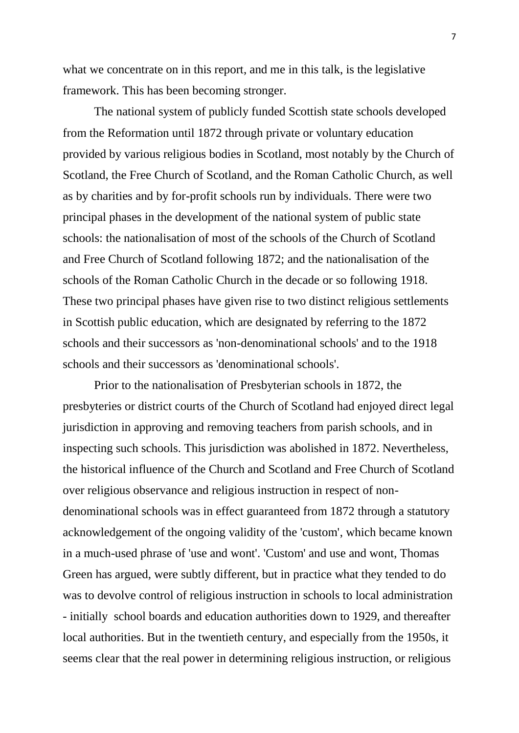what we concentrate on in this report, and me in this talk, is the legislative framework. This has been becoming stronger.

The national system of publicly funded Scottish state schools developed from the Reformation until 1872 through private or voluntary education provided by various religious bodies in Scotland, most notably by the Church of Scotland, the Free Church of Scotland, and the Roman Catholic Church, as well as by charities and by for-profit schools run by individuals. There were two principal phases in the development of the national system of public state schools: the nationalisation of most of the schools of the Church of Scotland and Free Church of Scotland following 1872; and the nationalisation of the schools of the Roman Catholic Church in the decade or so following 1918. These two principal phases have given rise to two distinct religious settlements in Scottish public education, which are designated by referring to the 1872 schools and their successors as 'non-denominational schools' and to the 1918 schools and their successors as 'denominational schools'.

Prior to the nationalisation of Presbyterian schools in 1872, the presbyteries or district courts of the Church of Scotland had enjoyed direct legal jurisdiction in approving and removing teachers from parish schools, and in inspecting such schools. This jurisdiction was abolished in 1872. Nevertheless, the historical influence of the Church and Scotland and Free Church of Scotland over religious observance and religious instruction in respect of non-denominational schools was in effect guaranteed from 1872 through a statutory acknowledgement of the ongoing validity of the 'custom', which became known in a much-used phrase of 'use and wont'. 'Custom' and use and wont, Thomas Green has argued, were subtly different, but in practice what they tended to do was to devolve control of religious instruction in schools to local administration - initially school boards and education authorities down to 1929, and thereafter local authorities. But in the twentieth century, and especially from the 1950s, it seems clear that the real power in determining religious instruction, or religious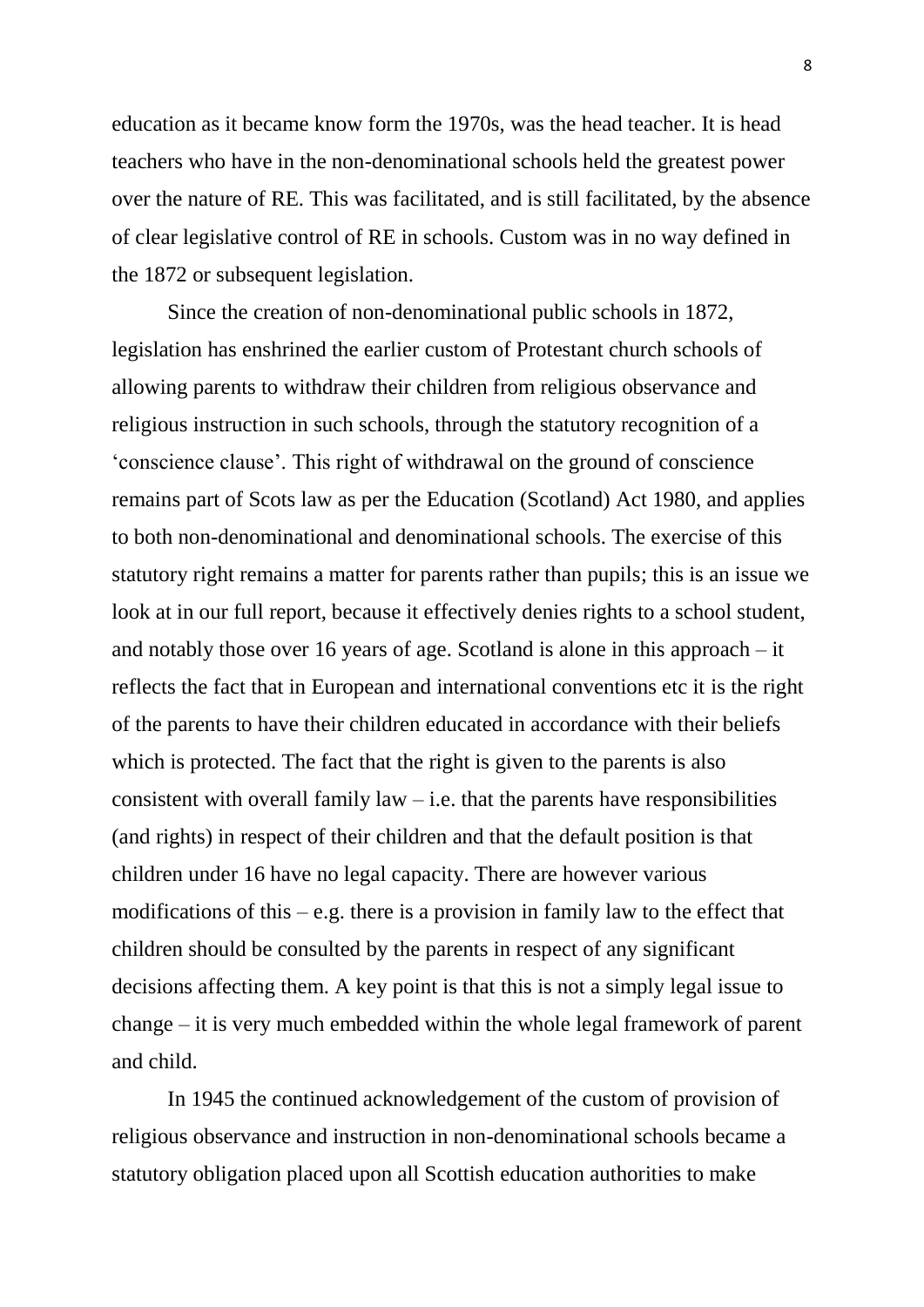education as it became know form the 1970s, was the head teacher. It is head teachers who have in the non-denominational schools held the greatest power over the nature of RE. This was facilitated, and is still facilitated, by the absence of clear legislative control of RE in schools. Custom was in no way defined in the 1872 or subsequent legislation.

Since the creation of non-denominational public schools in 1872, legislation has enshrined the earlier custom of Protestant church schools of allowing parents to withdraw their children from religious observance and religious instruction in such schools, through the statutory recognition of a 'conscience clause'. This right of withdrawal on the ground of conscience remains part of Scots law as per the Education (Scotland) Act 1980, and applies to both non-denominational and denominational schools. The exercise of this statutory right remains a matter for parents rather than pupils; this is an issue we look at in our full report, because it effectively denies rights to a school student, and notably those over 16 years of age. Scotland is alone in this approach – it reflects the fact that in European and international conventions etc it is the right of the parents to have their children educated in accordance with their beliefs which is protected. The fact that the right is given to the parents is also consistent with overall family law – i.e. that the parents have responsibilities (and rights) in respect of their children and that the default position is that children under 16 have no legal capacity. There are however various modifications of this – e.g. there is a provision in family law to the effect that children should be consulted by the parents in respect of any significant decisions affecting them. A key point is that this is not a simply legal issue to change – it is very much embedded within the whole legal framework of parent and child.

In 1945 the continued acknowledgement of the custom of provision of religious observance and instruction in non-denominational schools became a statutory obligation placed upon all Scottish education authorities to make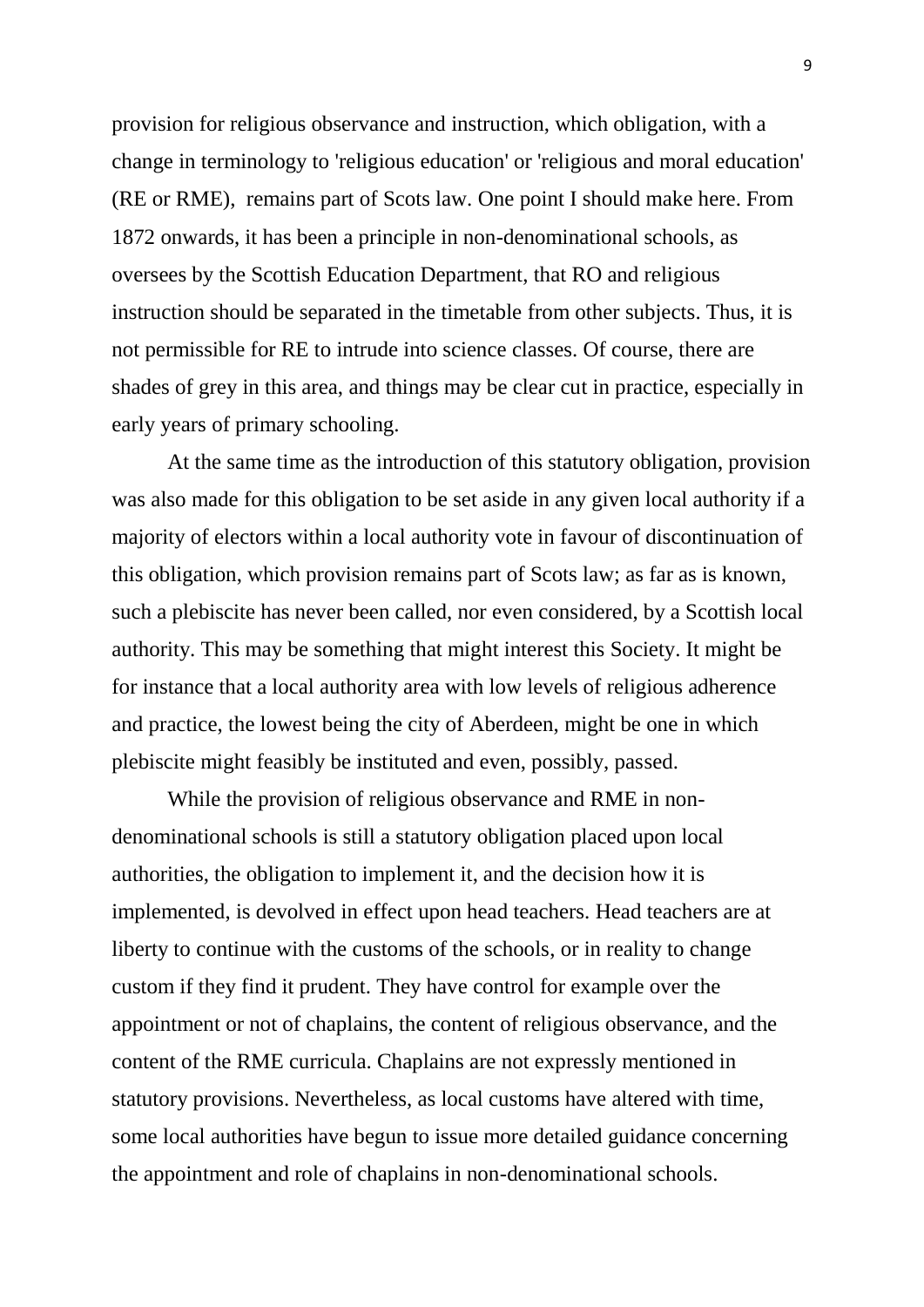provision for religious observance and instruction, which obligation, with a change in terminology to 'religious education' or 'religious and moral education' (RE or RME),  remains part of Scots law. One point I should make here. From 1872 onwards, it has been a principle in non-denominational schools, as oversees by the Scottish Education Department, that RO and religious instruction should be separated in the timetable from other subjects. Thus, it is not permissible for RE to intrude into science classes. Of course, there are shades of grey in this area, and things may be clear cut in practice, especially in early years of primary schooling.

At the same time as the introduction of this statutory obligation, provision was also made for this obligation to be set aside in any given local authority if a majority of electors within a local authority vote in favour of discontinuation of this obligation, which provision remains part of Scots law; as far as is known, such a plebiscite has never been called, nor even considered, by a Scottish local authority. This may be something that might interest this Society. It might be for instance that a local authority area with low levels of religious adherence and practice, the lowest being the city of Aberdeen, might be one in which plebiscite might feasibly be instituted and even, possibly, passed.

While the provision of religious observance and RME in non-denominational schools is still a statutory obligation placed upon local authorities, the obligation to implement it, and the decision how it is implemented, is devolved in effect upon head teachers. Head teachers are at liberty to continue with the customs of the schools, or in reality to change custom if they find it prudent. They have control for example over the appointment or not of chaplains, the content of religious observance, and the content of the RME curricula. Chaplains are not expressly mentioned in statutory provisions. Nevertheless, as local customs have altered with time, some local authorities have begun to issue more detailed guidance concerning the appointment and role of chaplains in non-denominational schools.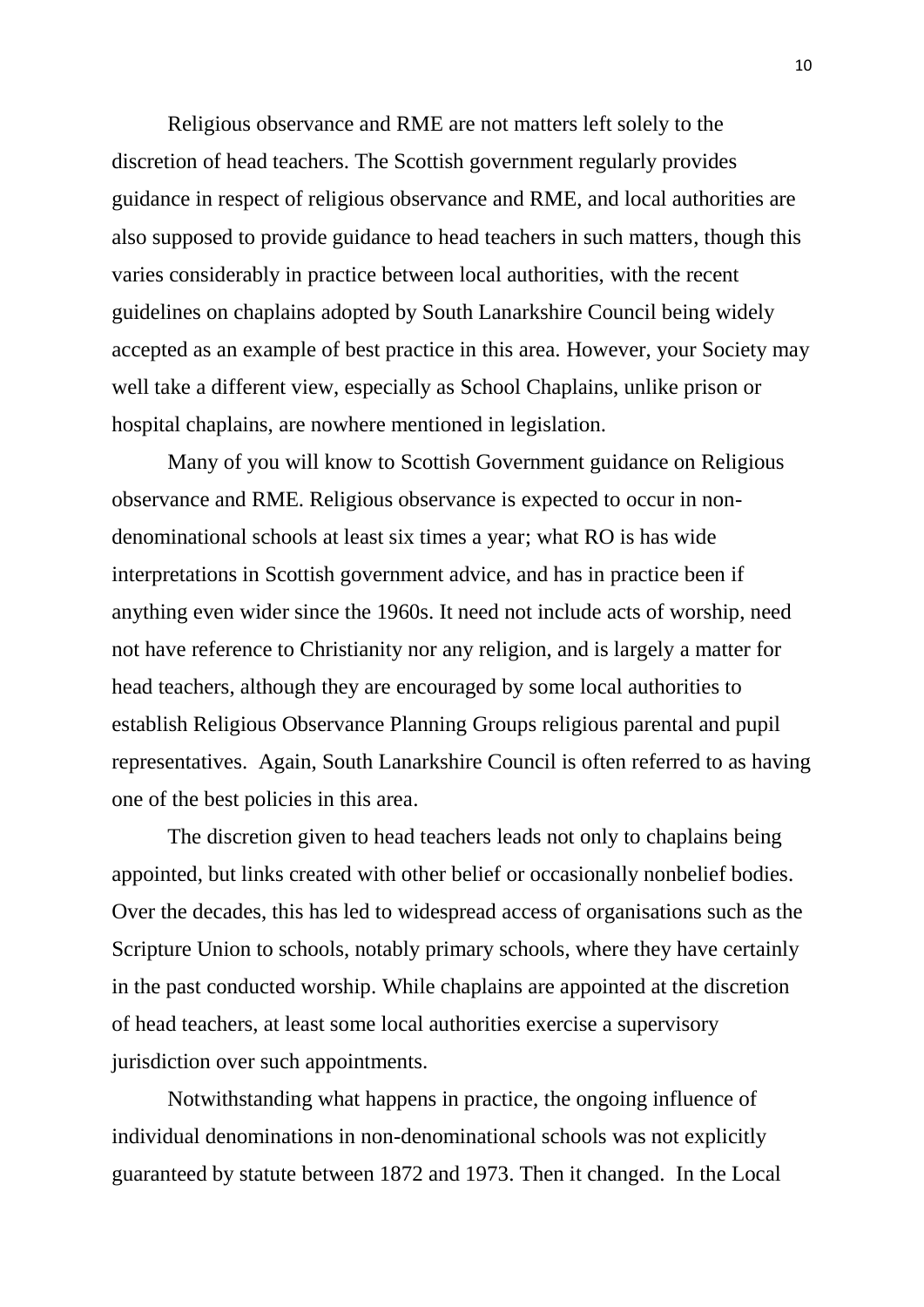Religious observance and RME are not matters left solely to the discretion of head teachers. The Scottish government regularly provides guidance in respect of religious observance and RME, and local authorities are also supposed to provide guidance to head teachers in such matters, though this varies considerably in practice between local authorities, with the recent guidelines on chaplains adopted by South Lanarkshire Council being widely accepted as an example of best practice in this area. However, your Society may well take a different view, especially as School Chaplains, unlike prison or hospital chaplains, are nowhere mentioned in legislation.

Many of you will know to Scottish Government guidance on Religious observance and RME. Religious observance is expected to occur in non-denominational schools at least six times a year; what RO is has wide interpretations in Scottish government advice, and has in practice been if anything even wider since the 1960s. It need not include acts of worship, need not have reference to Christianity nor any religion, and is largely a matter for head teachers, although they are encouraged by some local authorities to establish Religious Observance Planning Groups religious parental and pupil representatives. Again, South Lanarkshire Council is often referred to as having one of the best policies in this area.

The discretion given to head teachers leads not only to chaplains being appointed, but links created with other belief or occasionally nonbelief bodies. Over the decades, this has led to widespread access of organisations such as the Scripture Union to schools, notably primary schools, where they have certainly in the past conducted worship. While chaplains are appointed at the discretion of head teachers, at least some local authorities exercise a supervisory jurisdiction over such appointments.

Notwithstanding what happens in practice, the ongoing influence of individual denominations in non-denominational schools was not explicitly guaranteed by statute between 1872 and 1973. Then it changed. In the Local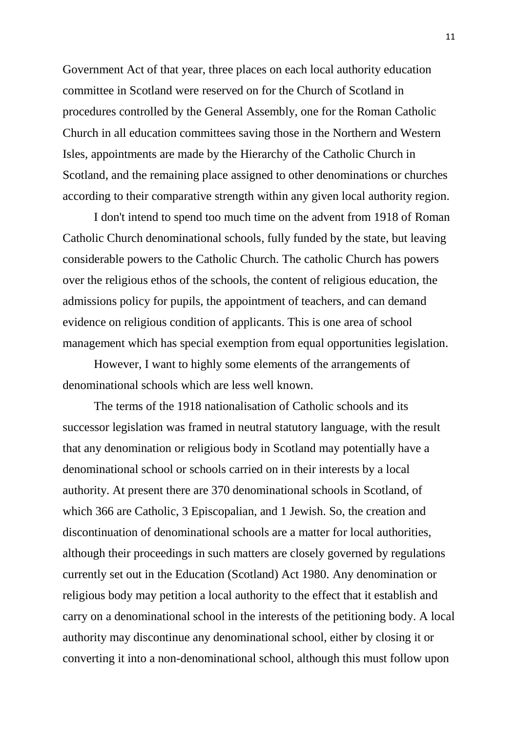Government Act of that year, three places on each local authority education committee in Scotland were reserved on for the Church of Scotland in procedures controlled by the General Assembly, one for the Roman Catholic Church in all education committees saving those in the Northern and Western Isles, appointments are made by the Hierarchy of the Catholic Church in Scotland, and the remaining place assigned to other denominations or churches according to their comparative strength within any given local authority region.

I don't intend to spend too much time on the advent from 1918 of Roman Catholic Church denominational schools, fully funded by the state, but leaving considerable powers to the Catholic Church. The catholic Church has powers over the religious ethos of the schools, the content of religious education, the admissions policy for pupils, the appointment of teachers, and can demand evidence on religious condition of applicants. This is one area of school management which has special exemption from equal opportunities legislation.

However, I want to highly some elements of the arrangements of denominational schools which are less well known.

The terms of the 1918 nationalisation of Catholic schools and its successor legislation was framed in neutral statutory language, with the result that any denomination or religious body in Scotland may potentially have a denominational school or schools carried on in their interests by a local authority. At present there are 370 denominational schools in Scotland, of which 366 are Catholic, 3 Episcopalian, and 1 Jewish. So, the creation and discontinuation of denominational schools are a matter for local authorities, although their proceedings in such matters are closely governed by regulations currently set out in the Education (Scotland) Act 1980. Any denomination or religious body may petition a local authority to the effect that it establish and carry on a denominational school in the interests of the petitioning body. A local authority may discontinue any denominational school, either by closing it or converting it into a non-denominational school, although this must follow upon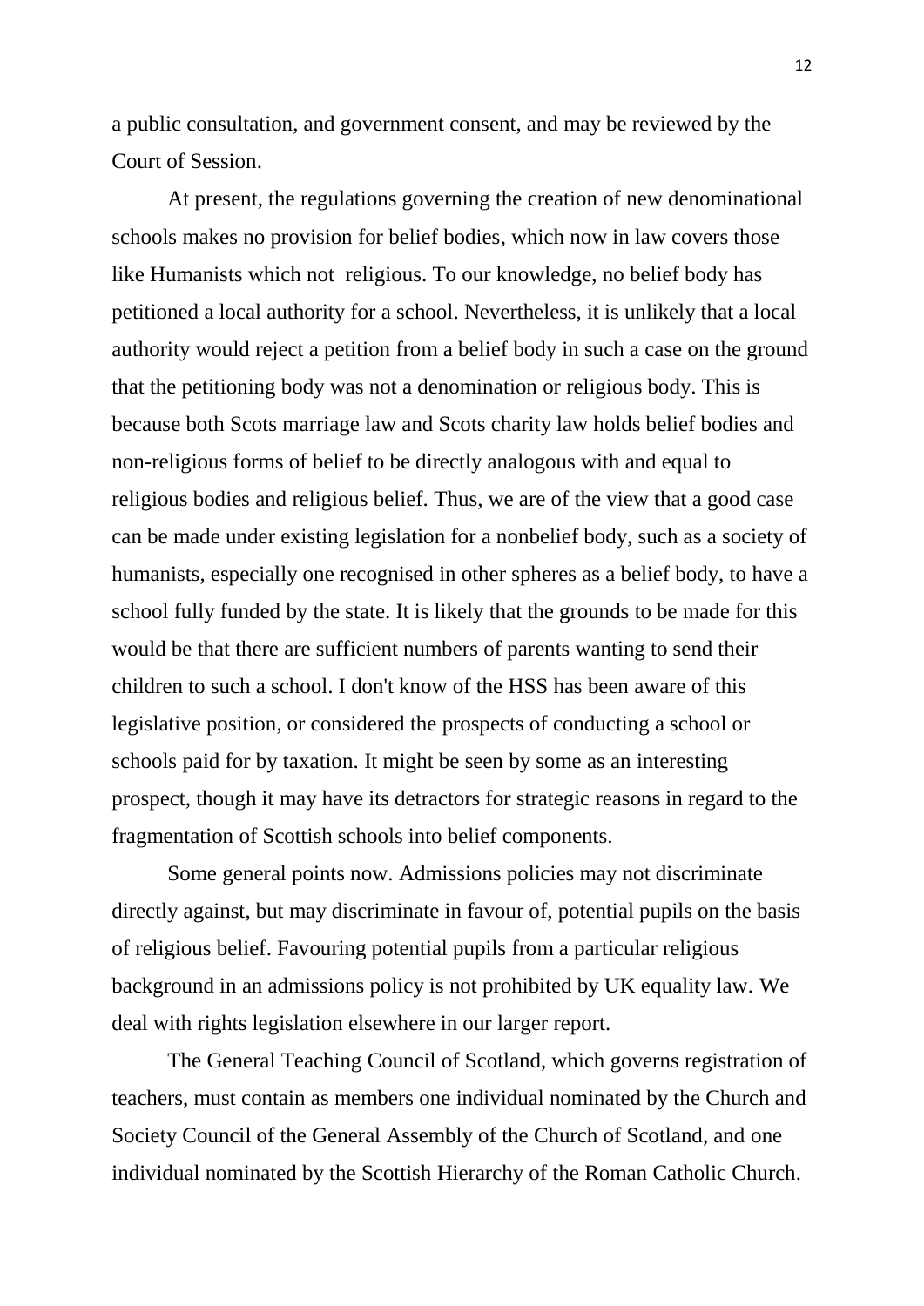a public consultation, and government consent, and may be reviewed by the Court of Session.

At present, the regulations governing the creation of new denominational schools makes no provision for belief bodies, which now in law covers those like Humanists which not  religious. To our knowledge, no belief body has petitioned a local authority for a school. Nevertheless, it is unlikely that a local authority would reject a petition from a belief body in such a case on the ground that the petitioning body was not a denomination or religious body. This is because both Scots marriage law and Scots charity law holds belief bodies and non-religious forms of belief to be directly analogous with and equal to religious bodies and religious belief. Thus, we are of the view that a good case can be made under existing legislation for a nonbelief body, such as a society of humanists, especially one recognised in other spheres as a belief body, to have a school fully funded by the state. It is likely that the grounds to be made for this would be that there are sufficient numbers of parents wanting to send their children to such a school. I don't know of the HSS has been aware of this legislative position, or considered the prospects of conducting a school or schools paid for by taxation. It might be seen by some as an interesting prospect, though it may have its detractors for strategic reasons in regard to the fragmentation of Scottish schools into belief components.

Some general points now. Admissions policies may not discriminate directly against, but may discriminate in favour of, potential pupils on the basis of religious belief. Favouring potential pupils from a particular religious background in an admissions policy is not prohibited by UK equality law. We deal with rights legislation elsewhere in our larger report.

The General Teaching Council of Scotland, which governs registration of teachers, must contain as members one individual nominated by the Church and Society Council of the General Assembly of the Church of Scotland, and one individual nominated by the Scottish Hierarchy of the Roman Catholic Church.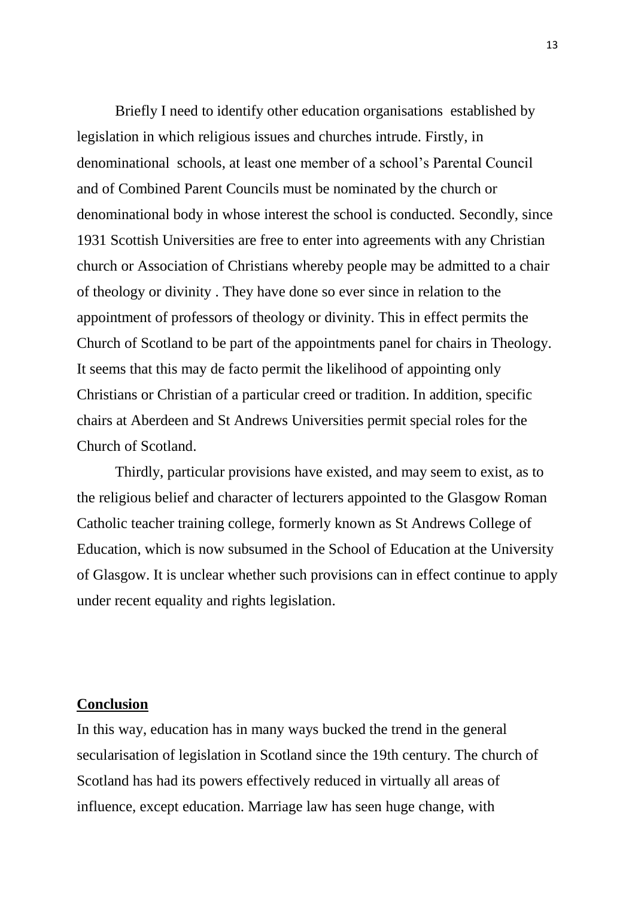Briefly I need to identify other education organisations established by legislation in which religious issues and churches intrude. Firstly, in denominational schools, at least one member of a school's Parental Council and of Combined Parent Councils must be nominated by the church or denominational body in whose interest the school is conducted. Secondly, since 1931 Scottish Universities are free to enter into agreements with any Christian church or Association of Christians whereby people may be admitted to a chair of theology or divinity . They have done so ever since in relation to the appointment of professors of theology or divinity. This in effect permits the Church of Scotland to be part of the appointments panel for chairs in Theology. It seems that this may de facto permit the likelihood of appointing only Christians or Christian of a particular creed or tradition. In addition, specific chairs at Aberdeen and St Andrews Universities permit special roles for the Church of Scotland.

Thirdly, particular provisions have existed, and may seem to exist, as to the religious belief and character of lecturers appointed to the Glasgow Roman Catholic teacher training college, formerly known as St Andrews College of Education, which is now subsumed in the School of Education at the University of Glasgow. It is unclear whether such provisions can in effect continue to apply under recent equality and rights legislation.

## Conclusion

In this way, education has in many ways bucked the trend in the general secularisation of legislation in Scotland since the 19th century. The church of Scotland has had its powers effectively reduced in virtually all areas of influence, except education. Marriage law has seen huge change, with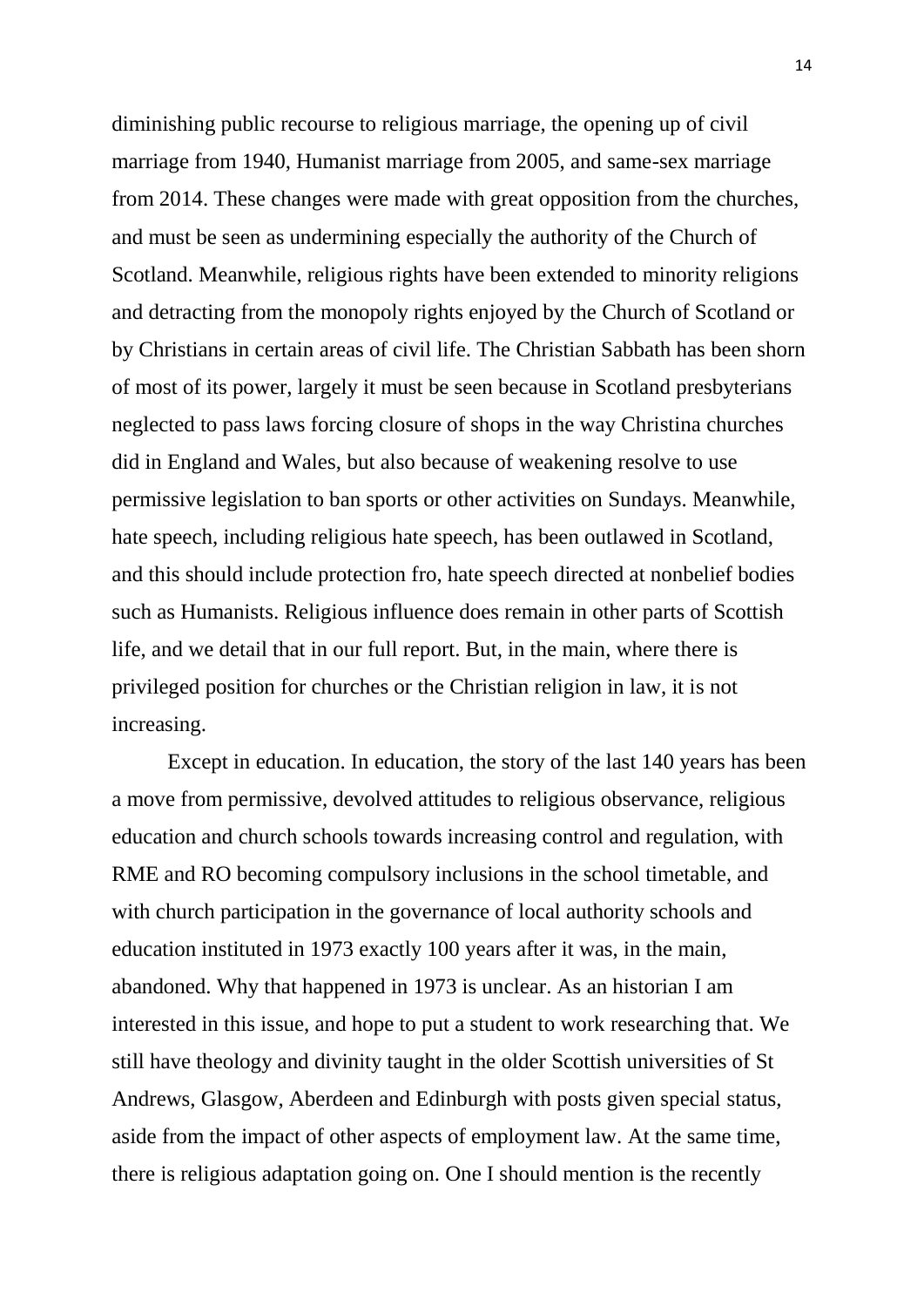diminishing public recourse to religious marriage, the opening up of civil marriage from 1940, Humanist marriage from 2005, and same-sex marriage from 2014. These changes were made with great opposition from the churches, and must be seen as undermining especially the authority of the Church of Scotland. Meanwhile, religious rights have been extended to minority religions and detracting from the monopoly rights enjoyed by the Church of Scotland or by Christians in certain areas of civil life. The Christian Sabbath has been shorn of most of its power, largely it must be seen because in Scotland presbyterians neglected to pass laws forcing closure of shops in the way Christina churches did in England and Wales, but also because of weakening resolve to use permissive legislation to ban sports or other activities on Sundays. Meanwhile, hate speech, including religious hate speech, has been outlawed in Scotland, and this should include protection fro, hate speech directed at nonbelief bodies such as Humanists. Religious influence does remain in other parts of Scottish life, and we detail that in our full report. But, in the main, where there is privileged position for churches or the Christian religion in law, it is not increasing.

Except in education. In education, the story of the last 140 years has been a move from permissive, devolved attitudes to religious observance, religious education and church schools towards increasing control and regulation, with RME and RO becoming compulsory inclusions in the school timetable, and with church participation in the governance of local authority schools and education instituted in 1973 exactly 100 years after it was, in the main, abandoned. Why that happened in 1973 is unclear. As an historian I am interested in this issue, and hope to put a student to work researching that. We still have theology and divinity taught in the older Scottish universities of St Andrews, Glasgow, Aberdeen and Edinburgh with posts given special status, aside from the impact of other aspects of employment law. At the same time, there is religious adaptation going on. One I should mention is the recently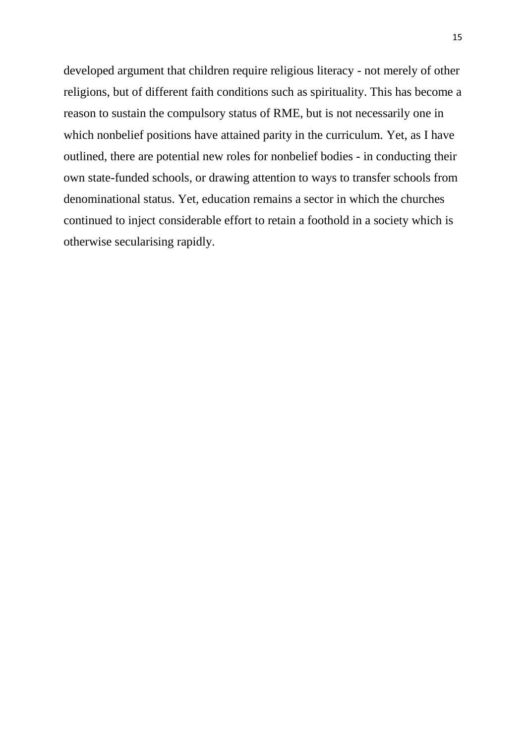developed argument that children require religious literacy - not merely of other religions, but of different faith conditions such as spirituality. This has become a reason to sustain the compulsory status of RME, but is not necessarily one in which nonbelief positions have attained parity in the curriculum. Yet, as I have outlined, there are potential new roles for nonbelief bodies - in conducting their own state-funded schools, or drawing attention to ways to transfer schools from denominational status. Yet, education remains a sector in which the churches continued to inject considerable effort to retain a foothold in a society which is otherwise secularising rapidly.